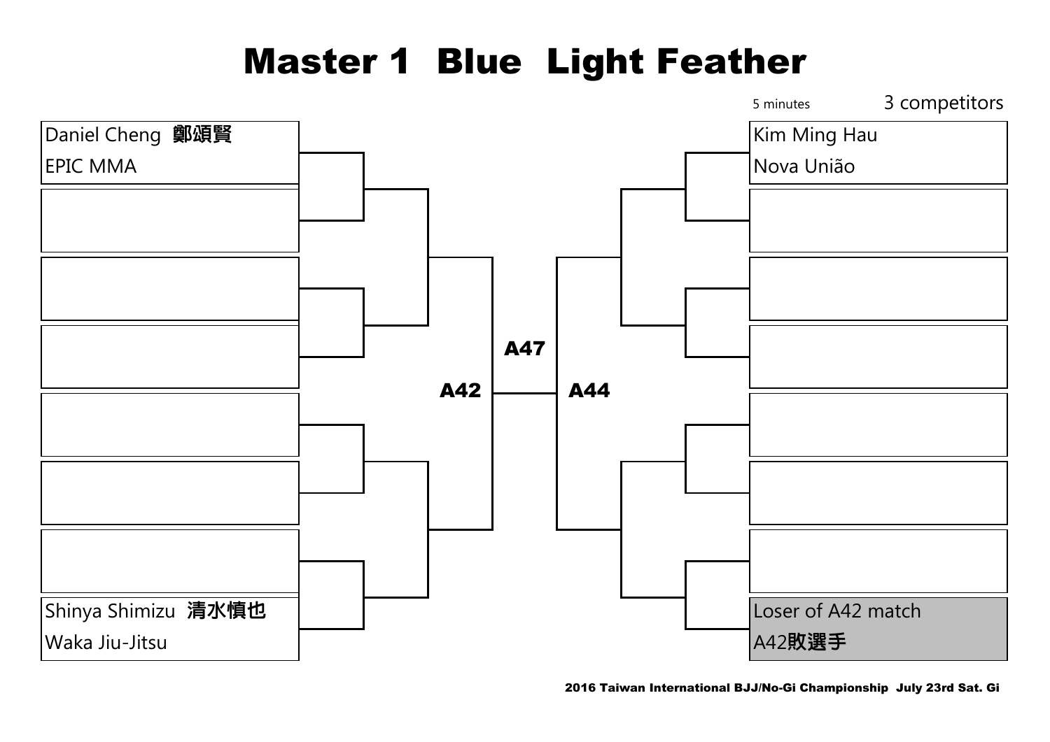# Master 1  Blue  Light Feather

5 minutes

3 competitors

Daniel Cheng 鄭頌賢
EPIC MMA

Shinya Shimizu 清水慎也
Waka Jiu-Jitsu

A42

A47

A44

Kim Ming Hau
Nova União

Loser of A42 match
A42敗選手

2016 Taiwan International BJJ/No-Gi Championship  July 23rd Sat. Gi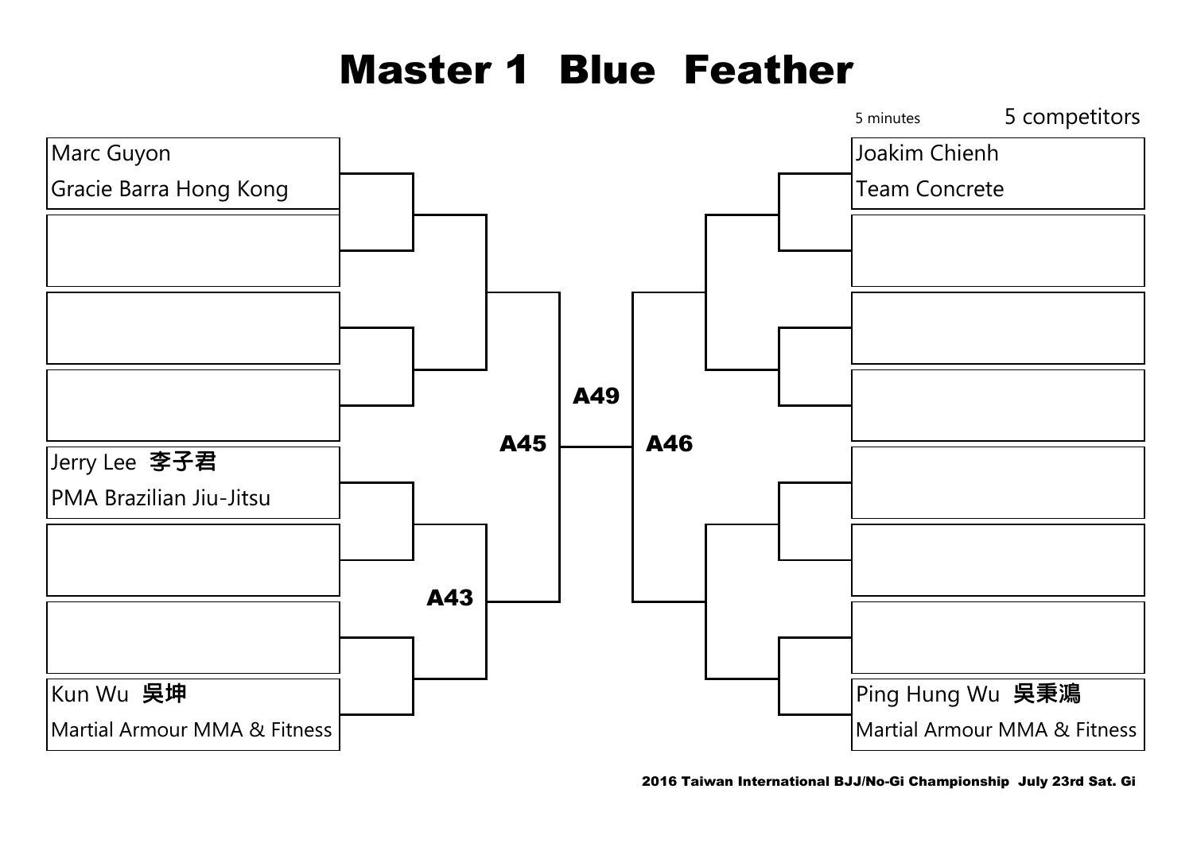# Master 1 Blue Feather

5 minutes

5 competitors

Marc Guyon
Gracie Barra Hong Kong

Jerry Lee 李子君
PMA Brazilian Jiu-Jitsu

Kun Wu 吳坤
Martial Armour MMA & Fitness

A43

A45

A49

A46

Joakim Chienh
Team Concrete

Ping Hung Wu 吳秉鴻
Martial Armour MMA & Fitness

2016 Taiwan International BJJ/No-Gi Championship July 23rd Sat. Gi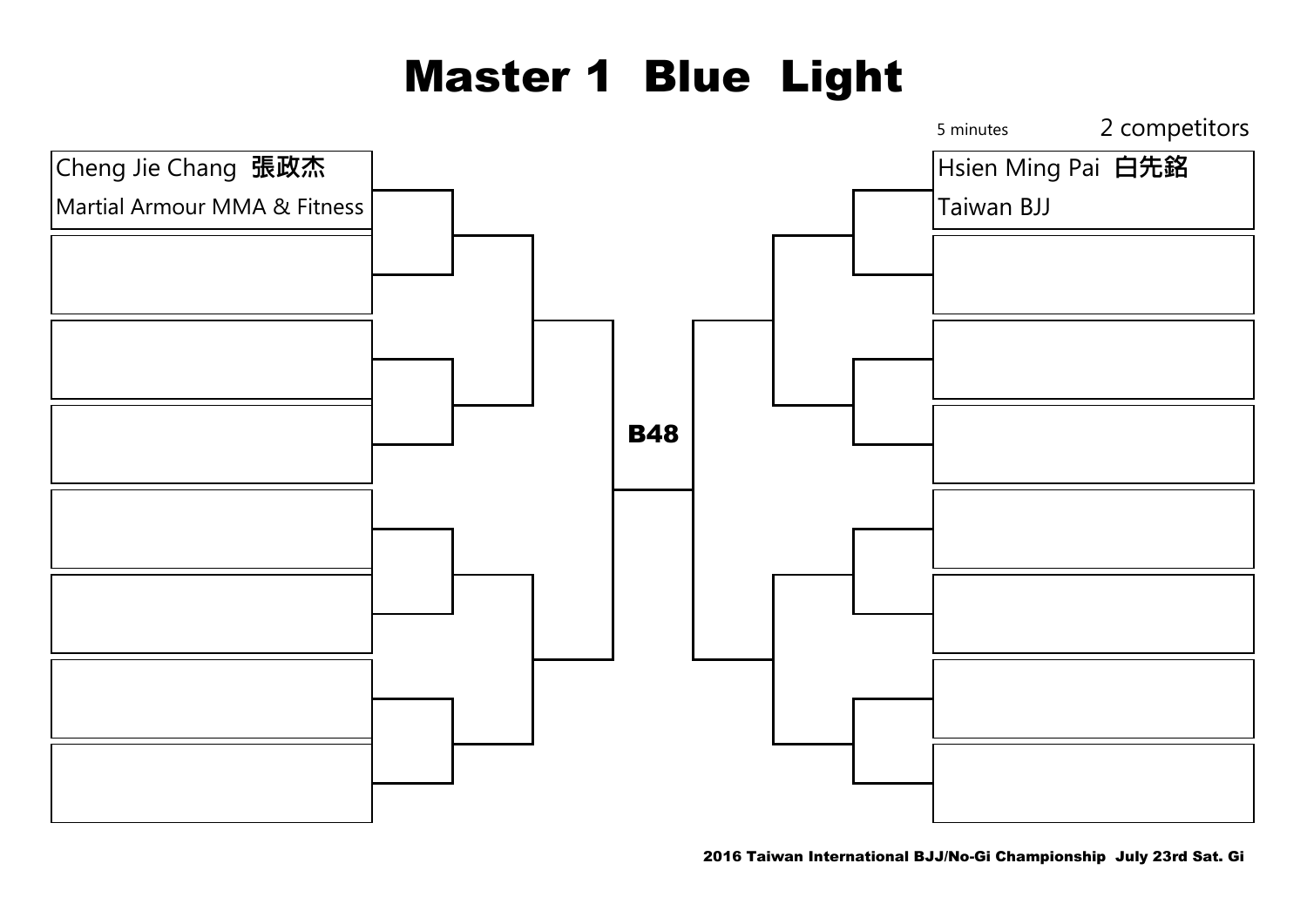# Master 1 Blue Light

5 minutes

2 competitors

Cheng Jie Chang 張政杰
Martial Armour MMA & Fitness

B48

Hsien Ming Pai 白先銘
Taiwan BJJ

2016 Taiwan International BJJ/No-Gi Championship July 23rd Sat. Gi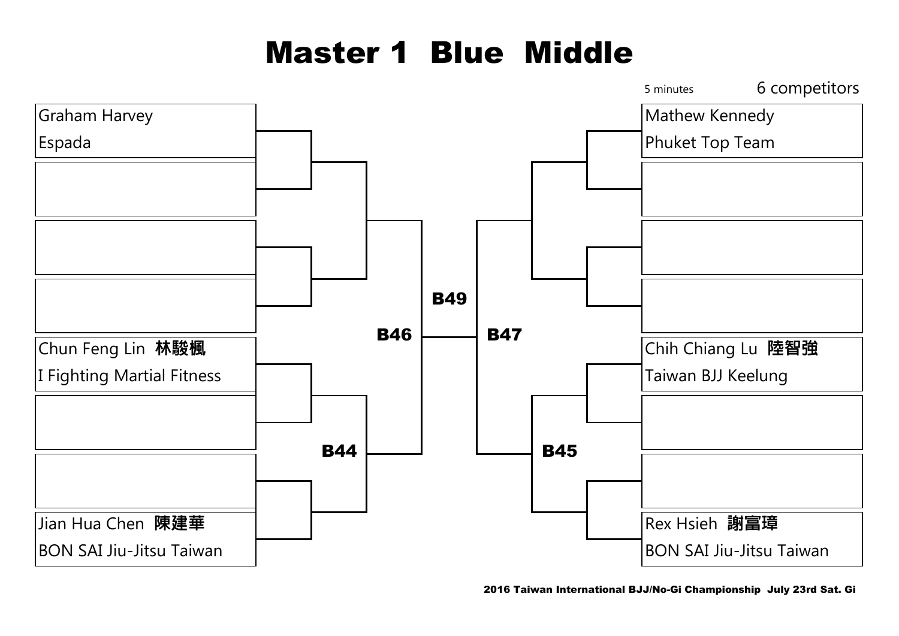# Master 1 Blue Middle

5 minutes 6 competitors

**Left bracket**

- Graham Harvey — Espada
- (empty)
- (empty)
- (empty)
- Chun Feng Lin 林駿楓 — I Fighting Martial Fitness
- (empty)
- (empty)
- Jian Hua Chen 陳建華 — BON SAI Jiu-Jitsu Taiwan

B44

B46

**B49**

**Right bracket**

- Mathew Kennedy — Phuket Top Team
- (empty)
- (empty)
- (empty)
- Chih Chiang Lu 陸智強 — Taiwan BJJ Keelung
- (empty)
- (empty)
- Rex Hsieh 謝富璋 — BON SAI Jiu-Jitsu Taiwan

B45

B47

2016 Taiwan International BJJ/No-Gi Championship July 23rd Sat. Gi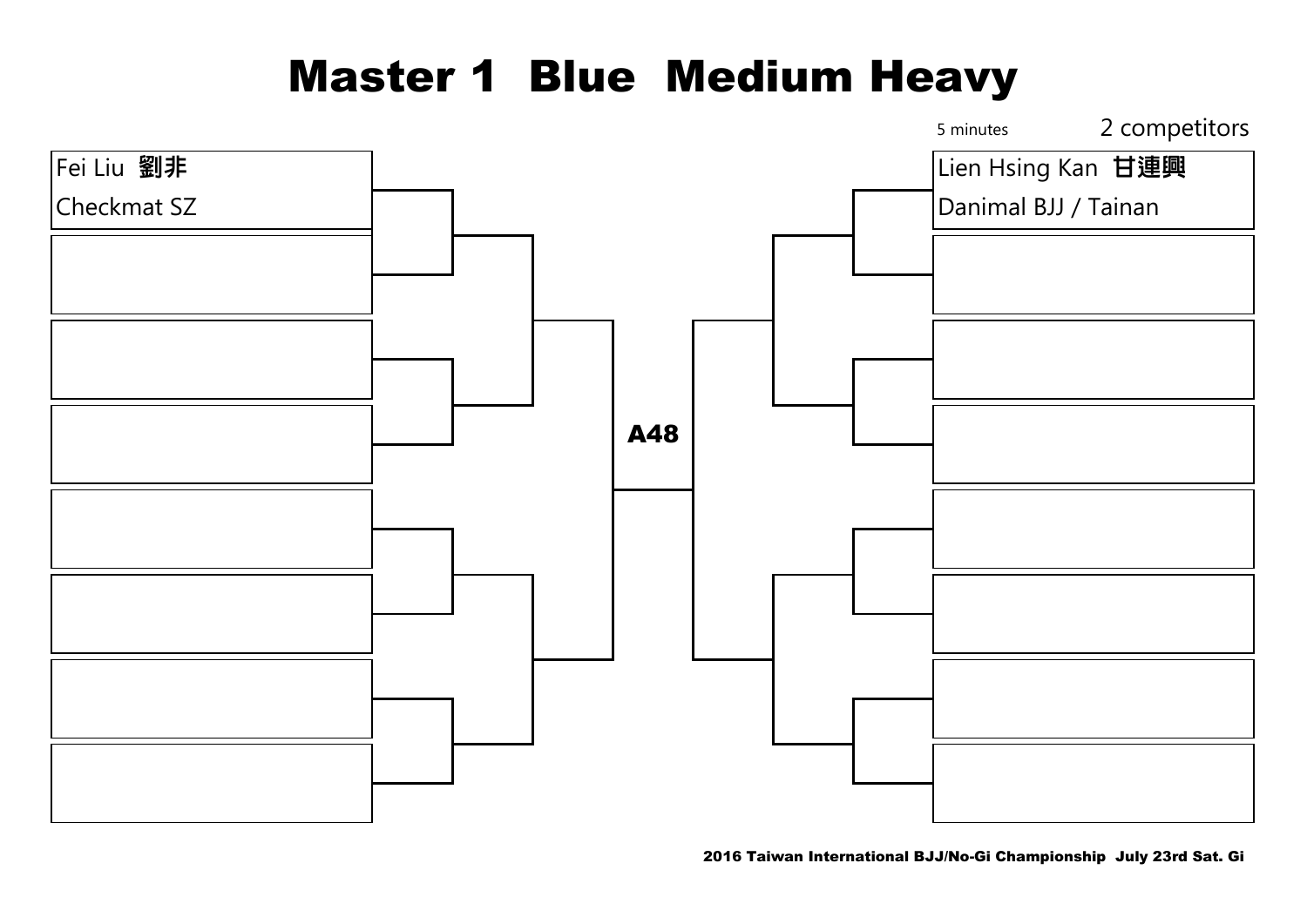# Master 1 Blue Medium Heavy

5 minutes

2 competitors

Fei Liu 劉非
Checkmat SZ

Lien Hsing Kan 甘連興
Danimal BJJ / Tainan

A48

2016 Taiwan International BJJ/No-Gi Championship July 23rd Sat. Gi